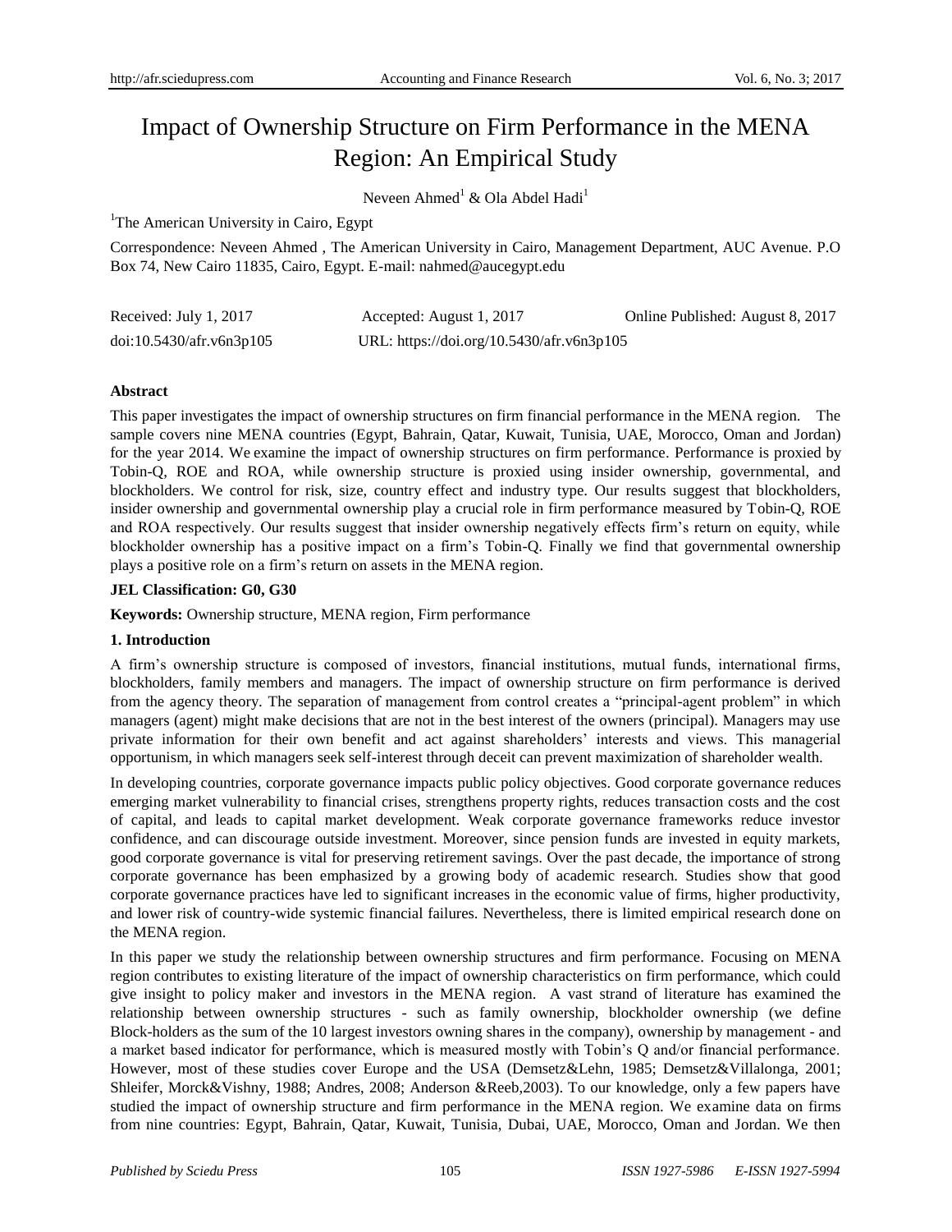# Impact of Ownership Structure on Firm Performance in the MENA Region: An Empirical Study

Neveen Ahmed[1] & Ola Abdel Hadi[1]

[1]The American University in Cairo, Egypt

Correspondence: Neveen Ahmed , The American University in Cairo, Management Department, AUC Avenue. P.O Box 74, New Cairo 11835, Cairo, Egypt. E-mail: nahmed@aucegypt.edu

| | | |
|---|---|---|
| Received: July 1, 2017 | Accepted: August 1, 2017 | Online Published: August 8, 2017 |
| doi:10.5430/afr.v6n3p105 | URL: https://doi.org/10.5430/afr.v6n3p105 | |

**Abstract**

This paper investigates the impact of ownership structures on firm financial performance in the MENA region. The sample covers nine MENA countries (Egypt, Bahrain, Qatar, Kuwait, Tunisia, UAE, Morocco, Oman and Jordan) for the year 2014. We examine the impact of ownership structures on firm performance. Performance is proxied by Tobin-Q, ROE and ROA, while ownership structure is proxied using insider ownership, governmental, and blockholders. We control for risk, size, country effect and industry type. Our results suggest that blockholders, insider ownership and governmental ownership play a crucial role in firm performance measured by Tobin-Q, ROE and ROA respectively. Our results suggest that insider ownership negatively effects firm's return on equity, while blockholder ownership has a positive impact on a firm's Tobin-Q. Finally we find that governmental ownership plays a positive role on a firm's return on assets in the MENA region.

**JEL Classification: G0, G30**

**Keywords:** Ownership structure, MENA region, Firm performance

## 1. Introduction

A firm's ownership structure is composed of investors, financial institutions, mutual funds, international firms, blockholders, family members and managers. The impact of ownership structure on firm performance is derived from the agency theory. The separation of management from control creates a "principal-agent problem" in which managers (agent) might make decisions that are not in the best interest of the owners (principal). Managers may use private information for their own benefit and act against shareholders' interests and views. This managerial opportunism, in which managers seek self-interest through deceit can prevent maximization of shareholder wealth.

In developing countries, corporate governance impacts public policy objectives. Good corporate governance reduces emerging market vulnerability to financial crises, strengthens property rights, reduces transaction costs and the cost of capital, and leads to capital market development. Weak corporate governance frameworks reduce investor confidence, and can discourage outside investment. Moreover, since pension funds are invested in equity markets, good corporate governance is vital for preserving retirement savings. Over the past decade, the importance of strong corporate governance has been emphasized by a growing body of academic research. Studies show that good corporate governance practices have led to significant increases in the economic value of firms, higher productivity, and lower risk of country-wide systemic financial failures. Nevertheless, there is limited empirical research done on the MENA region.

In this paper we study the relationship between ownership structures and firm performance. Focusing on MENA region contributes to existing literature of the impact of ownership characteristics on firm performance, which could give insight to policy maker and investors in the MENA region. A vast strand of literature has examined the relationship between ownership structures - such as family ownership, blockholder ownership (we define Block-holders as the sum of the 10 largest investors owning shares in the company), ownership by management - and a market based indicator for performance, which is measured mostly with Tobin's Q and/or financial performance. However, most of these studies cover Europe and the USA (Demsetz&Lehn, 1985; Demsetz&Villalonga, 2001; Shleifer, Morck&Vishny, 1988; Andres, 2008; Anderson &Reeb,2003). To our knowledge, only a few papers have studied the impact of ownership structure and firm performance in the MENA region. We examine data on firms from nine countries: Egypt, Bahrain, Qatar, Kuwait, Tunisia, Dubai, UAE, Morocco, Oman and Jordan. We then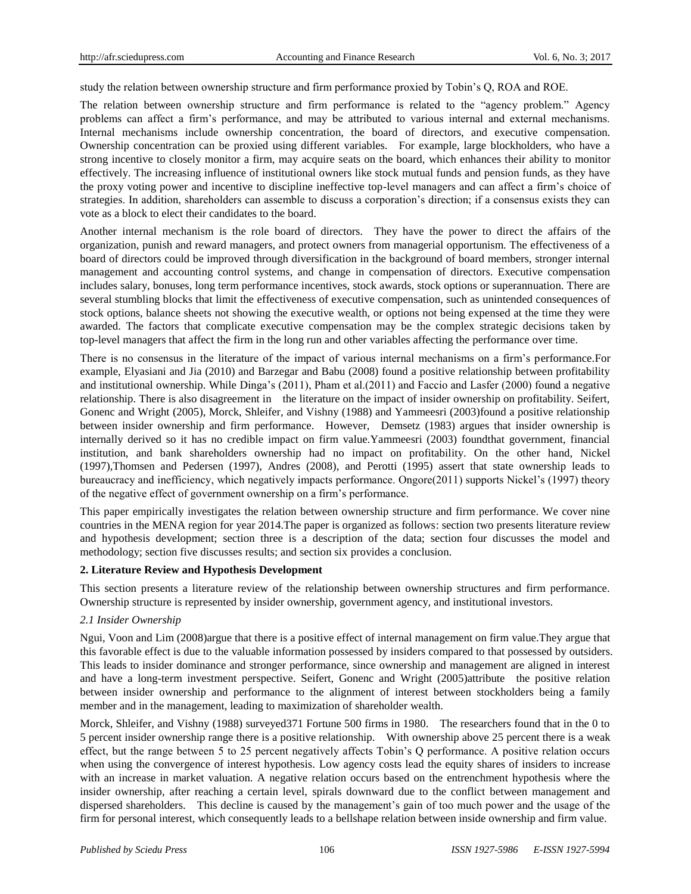study the relation between ownership structure and firm performance proxied by Tobin's Q, ROA and ROE.

The relation between ownership structure and firm performance is related to the "agency problem." Agency problems can affect a firm's performance, and may be attributed to various internal and external mechanisms. Internal mechanisms include ownership concentration, the board of directors, and executive compensation. Ownership concentration can be proxied using different variables. For example, large blockholders, who have a strong incentive to closely monitor a firm, may acquire seats on the board, which enhances their ability to monitor effectively. The increasing influence of institutional owners like stock mutual funds and pension funds, as they have the proxy voting power and incentive to discipline ineffective top-level managers and can affect a firm's choice of strategies. In addition, shareholders can assemble to discuss a corporation's direction; if a consensus exists they can vote as a block to elect their candidates to the board.

Another internal mechanism is the role board of directors. They have the power to direct the affairs of the organization, punish and reward managers, and protect owners from managerial opportunism. The effectiveness of a board of directors could be improved through diversification in the background of board members, stronger internal management and accounting control systems, and change in compensation of directors. Executive compensation includes salary, bonuses, long term performance incentives, stock awards, stock options or superannuation. There are several stumbling blocks that limit the effectiveness of executive compensation, such as unintended consequences of stock options, balance sheets not showing the executive wealth, or options not being expensed at the time they were awarded. The factors that complicate executive compensation may be the complex strategic decisions taken by top-level managers that affect the firm in the long run and other variables affecting the performance over time.

There is no consensus in the literature of the impact of various internal mechanisms on a firm's performance.For example, Elyasiani and Jia (2010) and Barzegar and Babu (2008) found a positive relationship between profitability and institutional ownership. While Dinga's (2011), Pham et al.(2011) and Faccio and Lasfer (2000) found a negative relationship. There is also disagreement in the literature on the impact of insider ownership on profitability. Seifert, Gonenc and Wright (2005), Morck, Shleifer, and Vishny (1988) and Yammeesri (2003)found a positive relationship between insider ownership and firm performance. However, Demsetz (1983) argues that insider ownership is internally derived so it has no credible impact on firm value.Yammeesri (2003) foundthat government, financial institution, and bank shareholders ownership had no impact on profitability. On the other hand, Nickel (1997),Thomsen and Pedersen (1997), Andres (2008), and Perotti (1995) assert that state ownership leads to bureaucracy and inefficiency, which negatively impacts performance. Ongore(2011) supports Nickel's (1997) theory of the negative effect of government ownership on a firm's performance.

This paper empirically investigates the relation between ownership structure and firm performance. We cover nine countries in the MENA region for year 2014.The paper is organized as follows: section two presents literature review and hypothesis development; section three is a description of the data; section four discusses the model and methodology; section five discusses results; and section six provides a conclusion.

## 2. Literature Review and Hypothesis Development

This section presents a literature review of the relationship between ownership structures and firm performance. Ownership structure is represented by insider ownership, government agency, and institutional investors.

### *2.1 Insider Ownership*

Ngui, Voon and Lim (2008)argue that there is a positive effect of internal management on firm value.They argue that this favorable effect is due to the valuable information possessed by insiders compared to that possessed by outsiders. This leads to insider dominance and stronger performance, since ownership and management are aligned in interest and have a long-term investment perspective. Seifert, Gonenc and Wright (2005)attribute the positive relation between insider ownership and performance to the alignment of interest between stockholders being a family member and in the management, leading to maximization of shareholder wealth.

Morck, Shleifer, and Vishny (1988) surveyed371 Fortune 500 firms in 1980. The researchers found that in the 0 to 5 percent insider ownership range there is a positive relationship. With ownership above 25 percent there is a weak effect, but the range between 5 to 25 percent negatively affects Tobin's Q performance. A positive relation occurs when using the convergence of interest hypothesis. Low agency costs lead the equity shares of insiders to increase with an increase in market valuation. A negative relation occurs based on the entrenchment hypothesis where the insider ownership, after reaching a certain level, spirals downward due to the conflict between management and dispersed shareholders. This decline is caused by the management's gain of too much power and the usage of the firm for personal interest, which consequently leads to a bellshape relation between inside ownership and firm value.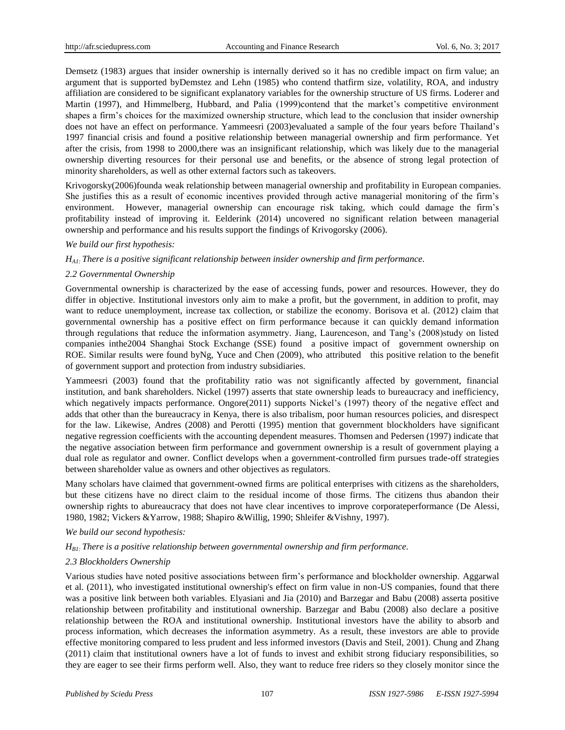Demsetz (1983) argues that insider ownership is internally derived so it has no credible impact on firm value; an argument that is supported byDemstez and Lehn (1985) who contend thatfirm size, volatility, ROA, and industry affiliation are considered to be significant explanatory variables for the ownership structure of US firms. Loderer and Martin (1997), and Himmelberg, Hubbard, and Palia (1999)contend that the market's competitive environment shapes a firm's choices for the maximized ownership structure, which lead to the conclusion that insider ownership does not have an effect on performance. Yammeesri (2003)evaluated a sample of the four years before Thailand's 1997 financial crisis and found a positive relationship between managerial ownership and firm performance. Yet after the crisis, from 1998 to 2000,there was an insignificant relationship, which was likely due to the managerial ownership diverting resources for their personal use and benefits, or the absence of strong legal protection of minority shareholders, as well as other external factors such as takeovers.

Krivogorsky(2006)founda weak relationship between managerial ownership and profitability in European companies. She justifies this as a result of economic incentives provided through active managerial monitoring of the firm's environment. However, managerial ownership can encourage risk taking, which could damage the firm's profitability instead of improving it. Eelderink (2014) uncovered no significant relation between managerial ownership and performance and his results support the findings of Krivogorsky (2006).

*We build our first hypothesis:*

*$H_{A1:}$ There is a positive significant relationship between insider ownership and firm performance.*

### *2.2 Governmental Ownership*

Governmental ownership is characterized by the ease of accessing funds, power and resources. However, they do differ in objective. Institutional investors only aim to make a profit, but the government, in addition to profit, may want to reduce unemployment, increase tax collection, or stabilize the economy. Borisova et al. (2012) claim that governmental ownership has a positive effect on firm performance because it can quickly demand information through regulations that reduce the information asymmetry. Jiang, Laurenceson, and Tang's (2008)study on listed companies inthe2004 Shanghai Stock Exchange (SSE) found a positive impact of government ownership on ROE. Similar results were found byNg, Yuce and Chen (2009), who attributed this positive relation to the benefit of government support and protection from industry subsidiaries.

Yammeesri (2003) found that the profitability ratio was not significantly affected by government, financial institution, and bank shareholders. Nickel (1997) asserts that state ownership leads to bureaucracy and inefficiency, which negatively impacts performance. Ongore(2011) supports Nickel's (1997) theory of the negative effect and adds that other than the bureaucracy in Kenya, there is also tribalism, poor human resources policies, and disrespect for the law. Likewise, Andres (2008) and Perotti (1995) mention that government blockholders have significant negative regression coefficients with the accounting dependent measures. Thomsen and Pedersen (1997) indicate that the negative association between firm performance and government ownership is a result of government playing a dual role as regulator and owner. Conflict develops when a government-controlled firm pursues trade-off strategies between shareholder value as owners and other objectives as regulators.

Many scholars have claimed that government-owned firms are political enterprises with citizens as the shareholders, but these citizens have no direct claim to the residual income of those firms. The citizens thus abandon their ownership rights to abureaucracy that does not have clear incentives to improve corporateperformance (De Alessi, 1980, 1982; Vickers &Yarrow, 1988; Shapiro &Willig, 1990; Shleifer &Vishny, 1997).

*We build our second hypothesis:*

*$H_{B1:}$ There is a positive relationship between governmental ownership and firm performance.*

### *2.3 Blockholders Ownership*

Various studies have noted positive associations between firm's performance and blockholder ownership. Aggarwal et al. (2011), who investigated institutional ownership's effect on firm value in non-US companies, found that there was a positive link between both variables. Elyasiani and Jia (2010) and Barzegar and Babu (2008) asserta positive relationship between profitability and institutional ownership. Barzegar and Babu (2008) also declare a positive relationship between the ROA and institutional ownership. Institutional investors have the ability to absorb and process information, which decreases the information asymmetry. As a result, these investors are able to provide effective monitoring compared to less prudent and less informed investors (Davis and Steil, 2001). Chung and Zhang (2011) claim that institutional owners have a lot of funds to invest and exhibit strong fiduciary responsibilities, so they are eager to see their firms perform well. Also, they want to reduce free riders so they closely monitor since the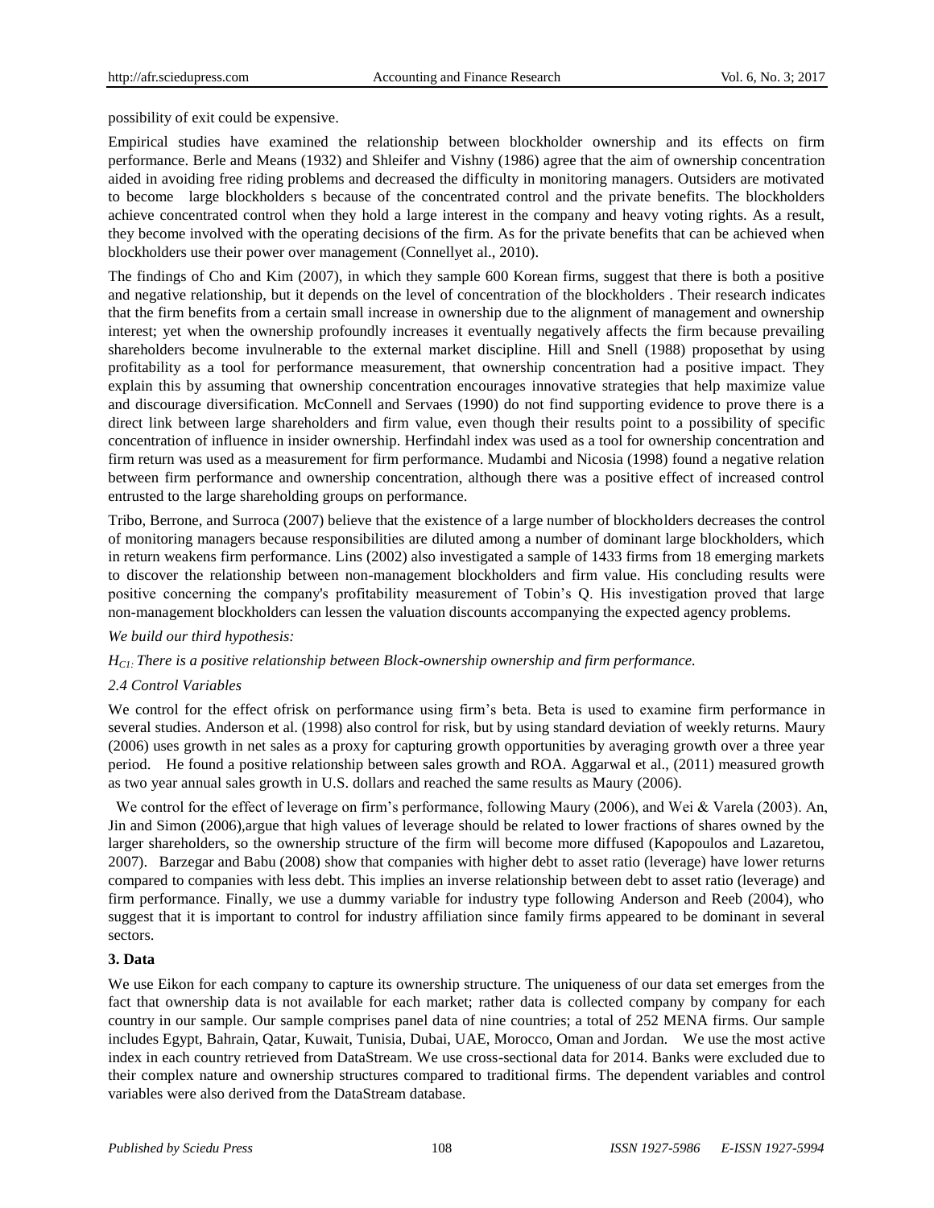possibility of exit could be expensive.

Empirical studies have examined the relationship between blockholder ownership and its effects on firm performance. Berle and Means (1932) and Shleifer and Vishny (1986) agree that the aim of ownership concentration aided in avoiding free riding problems and decreased the difficulty in monitoring managers. Outsiders are motivated to become large blockholders s because of the concentrated control and the private benefits. The blockholders achieve concentrated control when they hold a large interest in the company and heavy voting rights. As a result, they become involved with the operating decisions of the firm. As for the private benefits that can be achieved when blockholders use their power over management (Connellyet al., 2010).

The findings of Cho and Kim (2007), in which they sample 600 Korean firms, suggest that there is both a positive and negative relationship, but it depends on the level of concentration of the blockholders . Their research indicates that the firm benefits from a certain small increase in ownership due to the alignment of management and ownership interest; yet when the ownership profoundly increases it eventually negatively affects the firm because prevailing shareholders become invulnerable to the external market discipline. Hill and Snell (1988) proposethat by using profitability as a tool for performance measurement, that ownership concentration had a positive impact. They explain this by assuming that ownership concentration encourages innovative strategies that help maximize value and discourage diversification. McConnell and Servaes (1990) do not find supporting evidence to prove there is a direct link between large shareholders and firm value, even though their results point to a possibility of specific concentration of influence in insider ownership. Herfindahl index was used as a tool for ownership concentration and firm return was used as a measurement for firm performance. Mudambi and Nicosia (1998) found a negative relation between firm performance and ownership concentration, although there was a positive effect of increased control entrusted to the large shareholding groups on performance.

Tribo, Berrone, and Surroca (2007) believe that the existence of a large number of blockholders decreases the control of monitoring managers because responsibilities are diluted among a number of dominant large blockholders, which in return weakens firm performance. Lins (2002) also investigated a sample of 1433 firms from 18 emerging markets to discover the relationship between non-management blockholders and firm value. His concluding results were positive concerning the company's profitability measurement of Tobin's Q. His investigation proved that large non-management blockholders can lessen the valuation discounts accompanying the expected agency problems.

*We build our third hypothesis:*

*$H_{C1:}$ There is a positive relationship between Block-ownership ownership and firm performance.*

### 2.4 Control Variables

We control for the effect ofrisk on performance using firm's beta. Beta is used to examine firm performance in several studies. Anderson et al. (1998) also control for risk, but by using standard deviation of weekly returns. Maury (2006) uses growth in net sales as a proxy for capturing growth opportunities by averaging growth over a three year period. He found a positive relationship between sales growth and ROA. Aggarwal et al., (2011) measured growth as two year annual sales growth in U.S. dollars and reached the same results as Maury (2006).

We control for the effect of leverage on firm's performance, following Maury (2006), and Wei & Varela (2003). An, Jin and Simon (2006),argue that high values of leverage should be related to lower fractions of shares owned by the larger shareholders, so the ownership structure of the firm will become more diffused (Kapopoulos and Lazaretou, 2007). Barzegar and Babu (2008) show that companies with higher debt to asset ratio (leverage) have lower returns compared to companies with less debt. This implies an inverse relationship between debt to asset ratio (leverage) and firm performance. Finally, we use a dummy variable for industry type following Anderson and Reeb (2004), who suggest that it is important to control for industry affiliation since family firms appeared to be dominant in several sectors.

## 3. Data

We use Eikon for each company to capture its ownership structure. The uniqueness of our data set emerges from the fact that ownership data is not available for each market; rather data is collected company by company for each country in our sample. Our sample comprises panel data of nine countries; a total of 252 MENA firms. Our sample includes Egypt, Bahrain, Qatar, Kuwait, Tunisia, Dubai, UAE, Morocco, Oman and Jordan. We use the most active index in each country retrieved from DataStream. We use cross-sectional data for 2014. Banks were excluded due to their complex nature and ownership structures compared to traditional firms. The dependent variables and control variables were also derived from the DataStream database.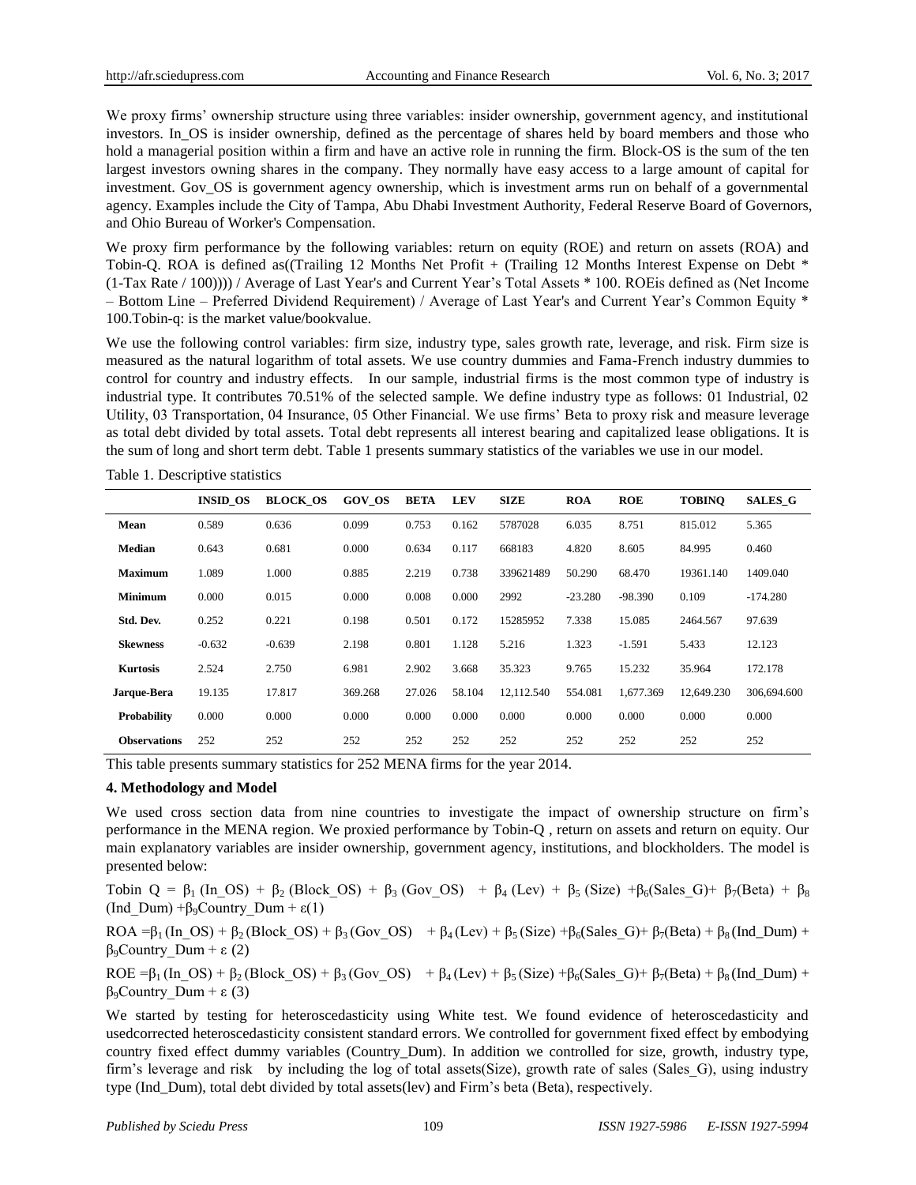We proxy firms' ownership structure using three variables: insider ownership, government agency, and institutional investors. In_OS is insider ownership, defined as the percentage of shares held by board members and those who hold a managerial position within a firm and have an active role in running the firm. Block-OS is the sum of the ten largest investors owning shares in the company. They normally have easy access to a large amount of capital for investment. Gov_OS is government agency ownership, which is investment arms run on behalf of a governmental agency. Examples include the City of Tampa, Abu Dhabi Investment Authority, Federal Reserve Board of Governors, and Ohio Bureau of Worker's Compensation.

We proxy firm performance by the following variables: return on equity (ROE) and return on assets (ROA) and Tobin-Q. ROA is defined as((Trailing 12 Months Net Profit + (Trailing 12 Months Interest Expense on Debt * (1-Tax Rate / 100)))) / Average of Last Year's and Current Year's Total Assets * 100. ROEis defined as (Net Income – Bottom Line – Preferred Dividend Requirement) / Average of Last Year's and Current Year's Common Equity * 100.Tobin-q: is the market value/bookvalue.

We use the following control variables: firm size, industry type, sales growth rate, leverage, and risk. Firm size is measured as the natural logarithm of total assets. We use country dummies and Fama-French industry dummies to control for country and industry effects. In our sample, industrial firms is the most common type of industry is industrial type. It contributes 70.51% of the selected sample. We define industry type as follows: 01 Industrial, 02 Utility, 03 Transportation, 04 Insurance, 05 Other Financial. We use firms' Beta to proxy risk and measure leverage as total debt divided by total assets. Total debt represents all interest bearing and capitalized lease obligations. It is the sum of long and short term debt. Table 1 presents summary statistics of the variables we use in our model.

Table 1. Descriptive statistics

| | INSID_OS | BLOCK_OS | GOV_OS | BETA | LEV | SIZE | ROA | ROE | TOBINQ | SALES_G |
|---|---|---|---|---|---|---|---|---|---|---|
| **Mean** | 0.589 | 0.636 | 0.099 | 0.753 | 0.162 | 5787028 | 6.035 | 8.751 | 815.012 | 5.365 |
| **Median** | 0.643 | 0.681 | 0.000 | 0.634 | 0.117 | 668183 | 4.820 | 8.605 | 84.995 | 0.460 |
| **Maximum** | 1.089 | 1.000 | 0.885 | 2.219 | 0.738 | 339621489 | 50.290 | 68.470 | 19361.140 | 1409.040 |
| **Minimum** | 0.000 | 0.015 | 0.000 | 0.008 | 0.000 | 2992 | -23.280 | -98.390 | 0.109 | -174.280 |
| **Std. Dev.** | 0.252 | 0.221 | 0.198 | 0.501 | 0.172 | 15285952 | 7.338 | 15.085 | 2464.567 | 97.639 |
| **Skewness** | -0.632 | -0.639 | 2.198 | 0.801 | 1.128 | 5.216 | 1.323 | -1.591 | 5.433 | 12.123 |
| **Kurtosis** | 2.524 | 2.750 | 6.981 | 2.902 | 3.668 | 35.323 | 9.765 | 15.232 | 35.964 | 172.178 |
| **Jarque-Bera** | 19.135 | 17.817 | 369.268 | 27.026 | 58.104 | 12,112.540 | 554.081 | 1,677.369 | 12,649.230 | 306,694.600 |
| **Probability** | 0.000 | 0.000 | 0.000 | 0.000 | 0.000 | 0.000 | 0.000 | 0.000 | 0.000 | 0.000 |
| **Observations** | 252 | 252 | 252 | 252 | 252 | 252 | 252 | 252 | 252 | 252 |

This table presents summary statistics for 252 MENA firms for the year 2014.

### 4. Methodology and Model

We used cross section data from nine countries to investigate the impact of ownership structure on firm's performance in the MENA region. We proxied performance by Tobin-Q , return on assets and return on equity. Our main explanatory variables are insider ownership, government agency, institutions, and blockholders. The model is presented below:

$$\text{Tobin Q} = \beta_1 (\text{In\_OS}) + \beta_2 (\text{Block\_OS}) + \beta_3 (\text{Gov\_OS}) + \beta_4 (\text{Lev}) + \beta_5 (\text{Size}) + \beta_6(\text{Sales\_G}) + \beta_7(\text{Beta}) + \beta_8 (\text{Ind\_Dum}) + \beta_9 \text{Country\_Dum} + \varepsilon \quad (1)$$

$$\text{ROA} = \beta_1 (\text{In\_OS}) + \beta_2 (\text{Block\_OS}) + \beta_3 (\text{Gov\_OS}) + \beta_4 (\text{Lev}) + \beta_5 (\text{Size}) + \beta_6(\text{Sales\_G}) + \beta_7(\text{Beta}) + \beta_8 (\text{Ind\_Dum}) + \beta_9 \text{Country\_Dum} + \varepsilon \quad (2)$$

$$\text{ROE} = \beta_1 (\text{In\_OS}) + \beta_2 (\text{Block\_OS}) + \beta_3 (\text{Gov\_OS}) + \beta_4 (\text{Lev}) + \beta_5 (\text{Size}) + \beta_6(\text{Sales\_G}) + \beta_7(\text{Beta}) + \beta_8 (\text{Ind\_Dum}) + \beta_9 \text{Country\_Dum} + \varepsilon \quad (3)$$

We started by testing for heteroscedasticity using White test. We found evidence of heteroscedasticity and usedcorrected heteroscedasticity consistent standard errors. We controlled for government fixed effect by embodying country fixed effect dummy variables (Country_Dum). In addition we controlled for size, growth, industry type, firm's leverage and risk by including the log of total assets(Size), growth rate of sales (Sales_G), using industry type (Ind_Dum), total debt divided by total assets(lev) and Firm's beta (Beta), respectively.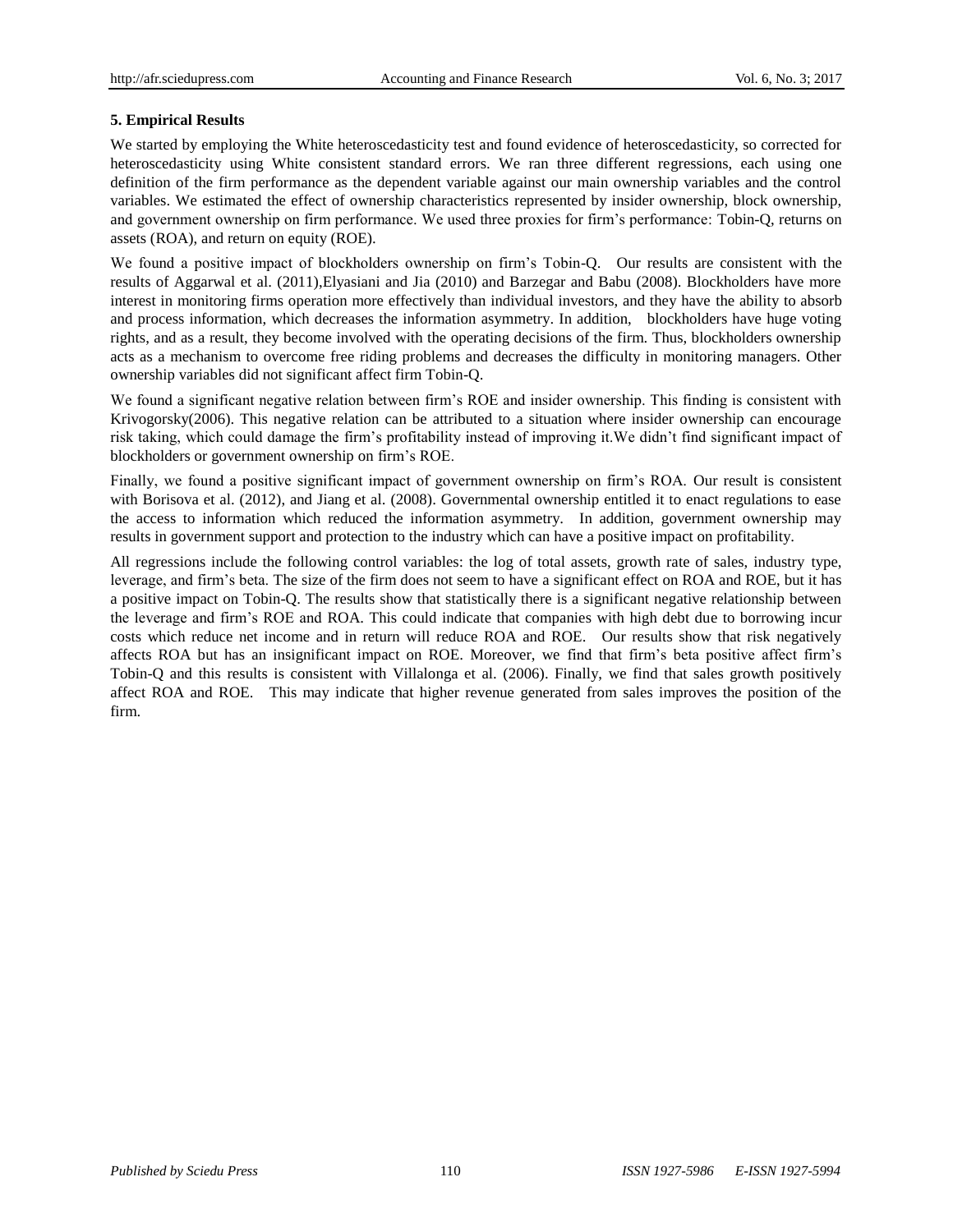## 5. Empirical Results

We started by employing the White heteroscedasticity test and found evidence of heteroscedasticity, so corrected for heteroscedasticity using White consistent standard errors. We ran three different regressions, each using one definition of the firm performance as the dependent variable against our main ownership variables and the control variables. We estimated the effect of ownership characteristics represented by insider ownership, block ownership, and government ownership on firm performance. We used three proxies for firm's performance: Tobin-Q, returns on assets (ROA), and return on equity (ROE).

We found a positive impact of blockholders ownership on firm's Tobin-Q. Our results are consistent with the results of Aggarwal et al. (2011),Elyasiani and Jia (2010) and Barzegar and Babu (2008). Blockholders have more interest in monitoring firms operation more effectively than individual investors, and they have the ability to absorb and process information, which decreases the information asymmetry. In addition, blockholders have huge voting rights, and as a result, they become involved with the operating decisions of the firm. Thus, blockholders ownership acts as a mechanism to overcome free riding problems and decreases the difficulty in monitoring managers. Other ownership variables did not significant affect firm Tobin-Q.

We found a significant negative relation between firm's ROE and insider ownership. This finding is consistent with Krivogorsky(2006). This negative relation can be attributed to a situation where insider ownership can encourage risk taking, which could damage the firm's profitability instead of improving it.We didn't find significant impact of blockholders or government ownership on firm's ROE.

Finally, we found a positive significant impact of government ownership on firm's ROA. Our result is consistent with Borisova et al. (2012), and Jiang et al. (2008). Governmental ownership entitled it to enact regulations to ease the access to information which reduced the information asymmetry. In addition, government ownership may results in government support and protection to the industry which can have a positive impact on profitability.

All regressions include the following control variables: the log of total assets, growth rate of sales, industry type, leverage, and firm's beta. The size of the firm does not seem to have a significant effect on ROA and ROE, but it has a positive impact on Tobin-Q. The results show that statistically there is a significant negative relationship between the leverage and firm's ROE and ROA. This could indicate that companies with high debt due to borrowing incur costs which reduce net income and in return will reduce ROA and ROE. Our results show that risk negatively affects ROA but has an insignificant impact on ROE. Moreover, we find that firm's beta positive affect firm's Tobin-Q and this results is consistent with Villalonga et al. (2006). Finally, we find that sales growth positively affect ROA and ROE. This may indicate that higher revenue generated from sales improves the position of the firm.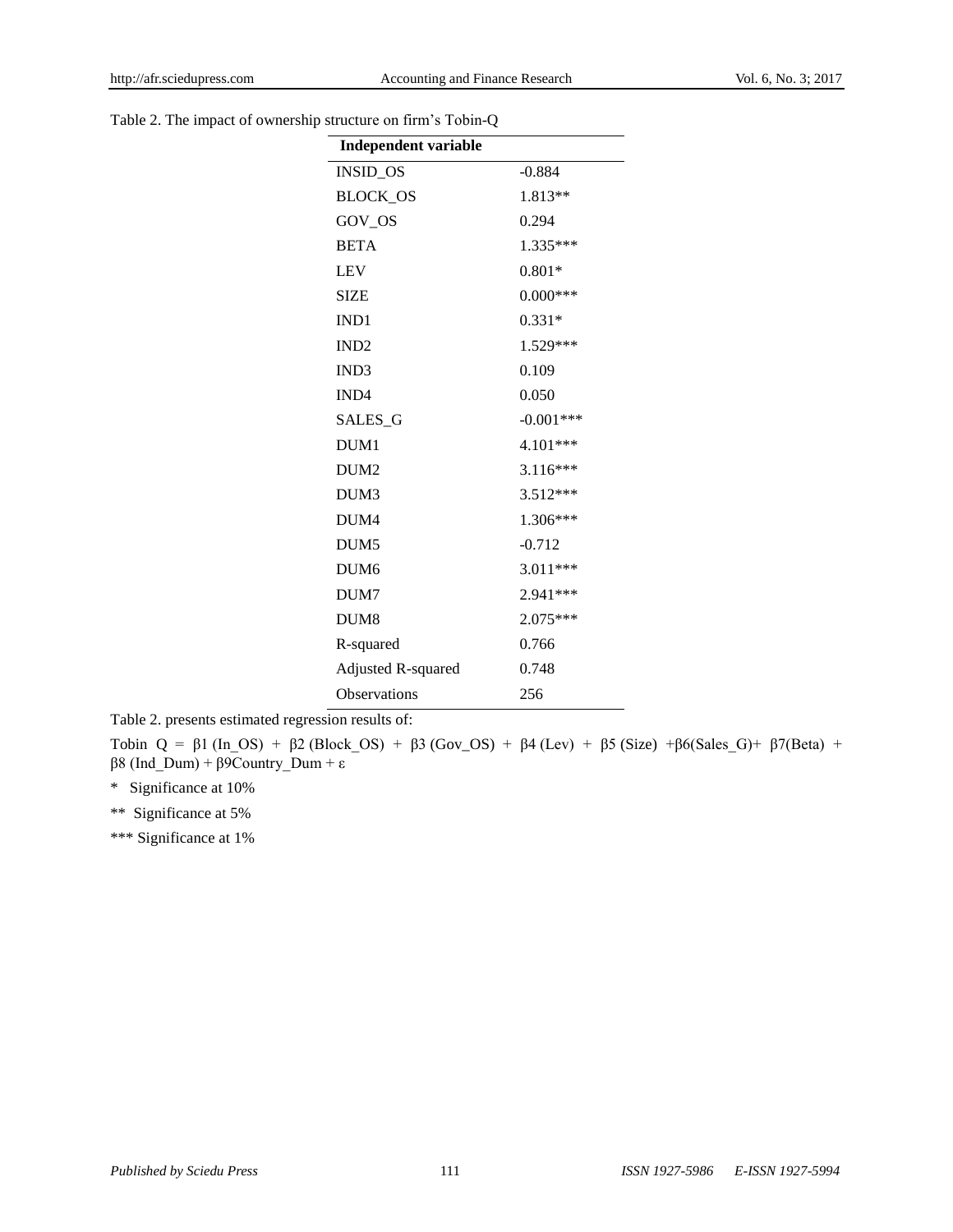Table 2. The impact of ownership structure on firm's Tobin-Q

| **Independent variable** | |
|---|---|
| INSID_OS | -0.884 |
| BLOCK_OS | 1.813** |
| GOV_OS | 0.294 |
| BETA | 1.335*** |
| LEV | 0.801* |
| SIZE | 0.000*** |
| IND1 | 0.331* |
| IND2 | 1.529*** |
| IND3 | 0.109 |
| IND4 | 0.050 |
| SALES_G | -0.001*** |
| DUM1 | 4.101*** |
| DUM2 | 3.116*** |
| DUM3 | 3.512*** |
| DUM4 | 1.306*** |
| DUM5 | -0.712 |
| DUM6 | 3.011*** |
| DUM7 | 2.941*** |
| DUM8 | 2.075*** |
| R-squared | 0.766 |
| Adjusted R-squared | 0.748 |
| Observations | 256 |

Table 2. presents estimated regression results of:

$$\text{Tobin Q} = \beta 1 (\text{In\_OS}) + \beta 2 (\text{Block\_OS}) + \beta 3 (\text{Gov\_OS}) + \beta 4 (\text{Lev}) + \beta 5 (\text{Size}) + \beta 6 (\text{Sales\_G}) + \beta 7 (\text{Beta}) + \beta 8 (\text{Ind\_Dum}) + \beta 9 \text{Country\_Dum} + \varepsilon$$

\* Significance at 10%

\** Significance at 5%

\*** Significance at 1%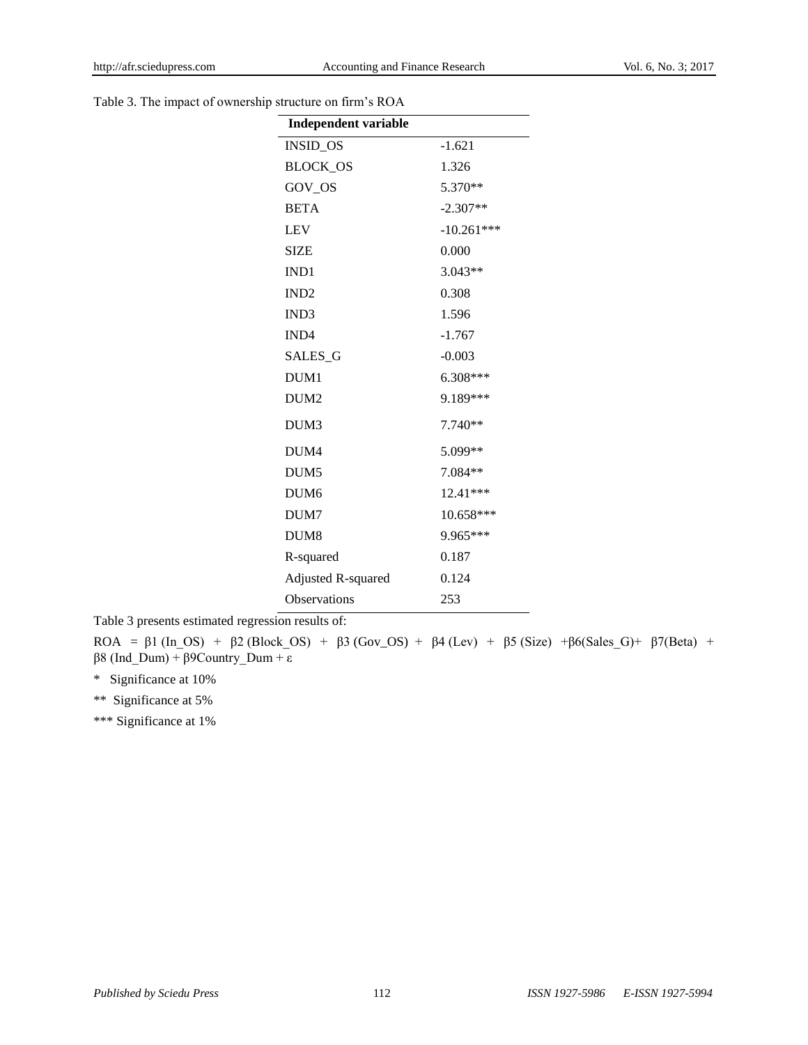Table 3. The impact of ownership structure on firm's ROA

| Independent variable | |
|---|---|
| INSID_OS | -1.621 |
| BLOCK_OS | 1.326 |
| GOV_OS | 5.370** |
| BETA | -2.307** |
| LEV | -10.261*** |
| SIZE | 0.000 |
| IND1 | 3.043** |
| IND2 | 0.308 |
| IND3 | 1.596 |
| IND4 | -1.767 |
| SALES_G | -0.003 |
| DUM1 | 6.308*** |
| DUM2 | 9.189*** |
| DUM3 | 7.740** |
| DUM4 | 5.099** |
| DUM5 | 7.084** |
| DUM6 | 12.41*** |
| DUM7 | 10.658*** |
| DUM8 | 9.965*** |
| R-squared | 0.187 |
| Adjusted R-squared | 0.124 |
| Observations | 253 |

Table 3 presents estimated regression results of:

$$ROA = \beta 1\,(In\_OS) + \beta 2\,(Block\_OS) + \beta 3\,(Gov\_OS) + \beta 4\,(Lev) + \beta 5\,(Size) + \beta 6(Sales\_G) + \beta 7(Beta) + \beta 8\,(Ind\_Dum) + \beta 9 Country\_Dum + \varepsilon$$

\* Significance at 10%

** Significance at 5%

*** Significance at 1%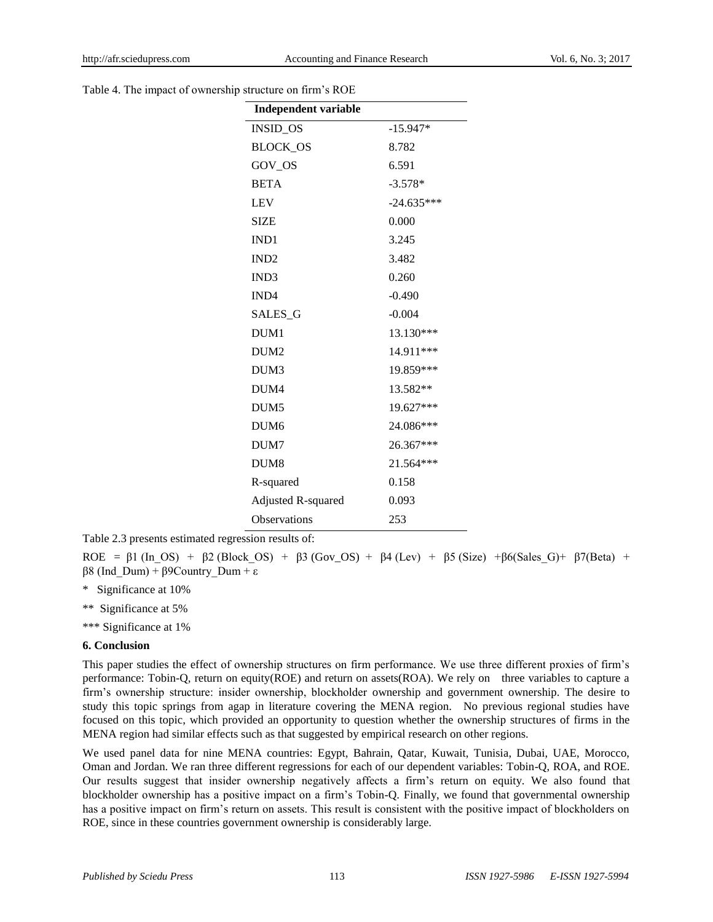Table 4. The impact of ownership structure on firm's ROE

| Independent variable | |
|---|---|
| INSID_OS | -15.947* |
| BLOCK_OS | 8.782 |
| GOV_OS | 6.591 |
| BETA | -3.578* |
| LEV | -24.635*** |
| SIZE | 0.000 |
| IND1 | 3.245 |
| IND2 | 3.482 |
| IND3 | 0.260 |
| IND4 | -0.490 |
| SALES_G | -0.004 |
| DUM1 | 13.130*** |
| DUM2 | 14.911*** |
| DUM3 | 19.859*** |
| DUM4 | 13.582** |
| DUM5 | 19.627*** |
| DUM6 | 24.086*** |
| DUM7 | 26.367*** |
| DUM8 | 21.564*** |
| R-squared | 0.158 |
| Adjusted R-squared | 0.093 |
| Observations | 253 |

Table 2.3 presents estimated regression results of:

$ROE = \beta 1 (In\_OS) + \beta 2 (Block\_OS) + \beta 3 (Gov\_OS) + \beta 4 (Lev) + \beta 5 (Size) + \beta 6 (Sales\_G) + \beta 7 (Beta) + \beta 8 (Ind\_Dum) + \beta 9 Country\_Dum + \varepsilon$

\* Significance at 10%

\*\* Significance at 5%

\*\*\* Significance at 1%

### 6. Conclusion

This paper studies the effect of ownership structures on firm performance. We use three different proxies of firm's performance: Tobin-Q, return on equity(ROE) and return on assets(ROA). We rely on three variables to capture a firm's ownership structure: insider ownership, blockholder ownership and government ownership. The desire to study this topic springs from agap in literature covering the MENA region. No previous regional studies have focused on this topic, which provided an opportunity to question whether the ownership structures of firms in the MENA region had similar effects such as that suggested by empirical research on other regions.

We used panel data for nine MENA countries: Egypt, Bahrain, Qatar, Kuwait, Tunisia, Dubai, UAE, Morocco, Oman and Jordan. We ran three different regressions for each of our dependent variables: Tobin-Q, ROA, and ROE. Our results suggest that insider ownership negatively affects a firm's return on equity. We also found that blockholder ownership has a positive impact on a firm's Tobin-Q. Finally, we found that governmental ownership has a positive impact on firm's return on assets. This result is consistent with the positive impact of blockholders on ROE, since in these countries government ownership is considerably large.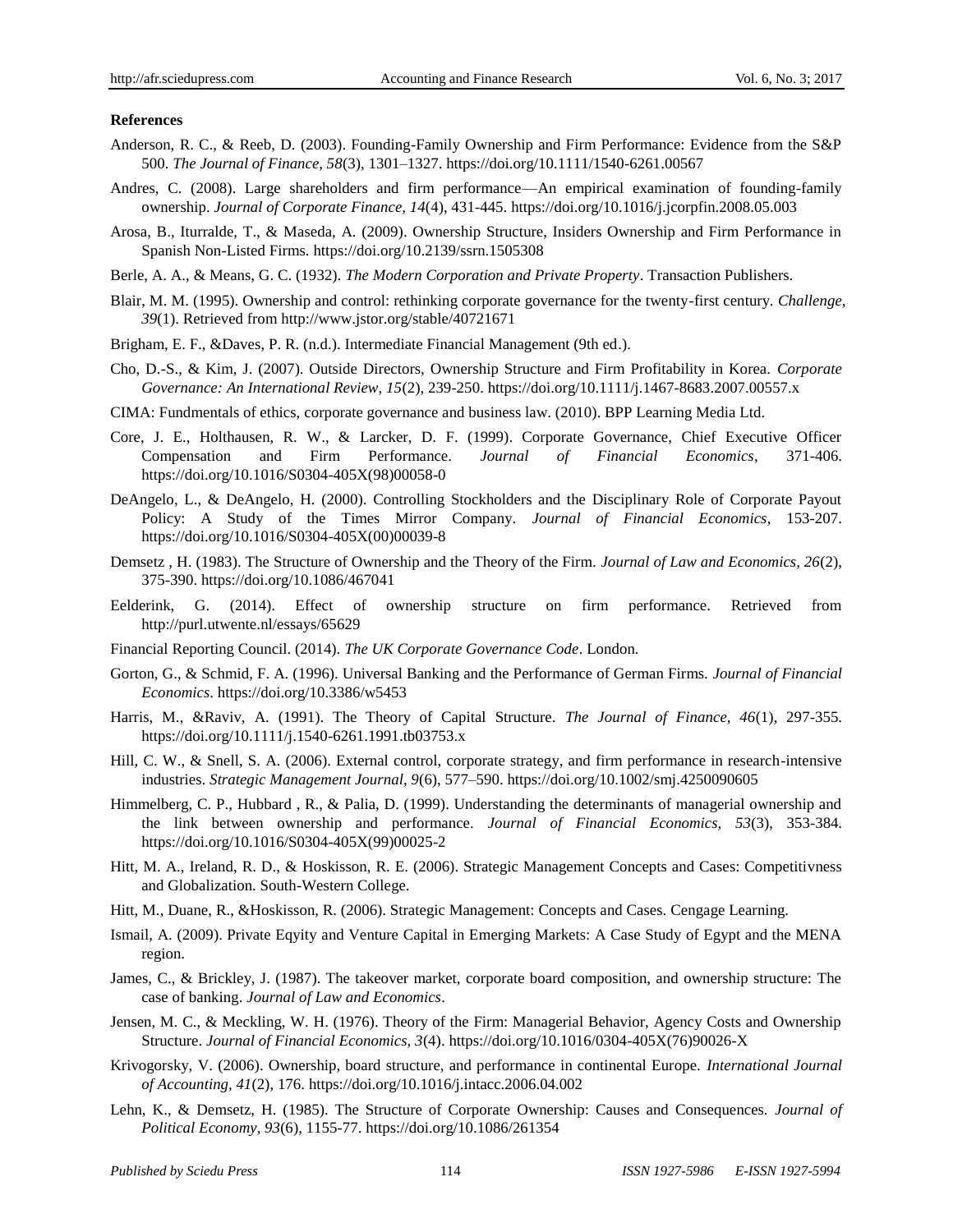**References**

Anderson, R. C., & Reeb, D. (2003). Founding-Family Ownership and Firm Performance: Evidence from the S&P 500. *The Journal of Finance, 58*(3), 1301–1327. https://doi.org/10.1111/1540-6261.00567

Andres, C. (2008). Large shareholders and firm performance—An empirical examination of founding-family ownership. *Journal of Corporate Finance, 14*(4), 431-445. https://doi.org/10.1016/j.jcorpfin.2008.05.003

Arosa, B., Iturralde, T., & Maseda, A. (2009). Ownership Structure, Insiders Ownership and Firm Performance in Spanish Non-Listed Firms. https://doi.org/10.2139/ssrn.1505308

Berle, A. A., & Means, G. C. (1932). *The Modern Corporation and Private Property*. Transaction Publishers.

Blair, M. M. (1995). Ownership and control: rethinking corporate governance for the twenty-first century. *Challenge, 39*(1). Retrieved from http://www.jstor.org/stable/40721671

Brigham, E. F., &Daves, P. R. (n.d.). Intermediate Financial Management (9th ed.).

Cho, D.-S., & Kim, J. (2007). Outside Directors, Ownership Structure and Firm Profitability in Korea. *Corporate Governance: An International Review, 15*(2), 239-250. https://doi.org/10.1111/j.1467-8683.2007.00557.x

CIMA: Fundmentals of ethics, corporate governance and business law. (2010). BPP Learning Media Ltd.

Core, J. E., Holthausen, R. W., & Larcker, D. F. (1999). Corporate Governance, Chief Executive Officer Compensation and Firm Performance. *Journal of Financial Economics*, 371-406. https://doi.org/10.1016/S0304-405X(98)00058-0

DeAngelo, L., & DeAngelo, H. (2000). Controlling Stockholders and the Disciplinary Role of Corporate Payout Policy: A Study of the Times Mirror Company. *Journal of Financial Economics*, 153-207. https://doi.org/10.1016/S0304-405X(00)00039-8

Demsetz , H. (1983). The Structure of Ownership and the Theory of the Firm. *Journal of Law and Economics, 26*(2), 375-390. https://doi.org/10.1086/467041

Eelderink, G. (2014). Effect of ownership structure on firm performance. Retrieved from http://purl.utwente.nl/essays/65629

Financial Reporting Council. (2014). *The UK Corporate Governance Code*. London.

Gorton, G., & Schmid, F. A. (1996). Universal Banking and the Performance of German Firms. *Journal of Financial Economics*. https://doi.org/10.3386/w5453

Harris, M., &Raviv, A. (1991). The Theory of Capital Structure. *The Journal of Finance, 46*(1), 297-355. https://doi.org/10.1111/j.1540-6261.1991.tb03753.x

Hill, C. W., & Snell, S. A. (2006). External control, corporate strategy, and firm performance in research-intensive industries. *Strategic Management Journal, 9*(6), 577–590. https://doi.org/10.1002/smj.4250090605

Himmelberg, C. P., Hubbard , R., & Palia, D. (1999). Understanding the determinants of managerial ownership and the link between ownership and performance. *Journal of Financial Economics, 53*(3), 353-384. https://doi.org/10.1016/S0304-405X(99)00025-2

Hitt, M. A., Ireland, R. D., & Hoskisson, R. E. (2006). Strategic Management Concepts and Cases: Competitivness and Globalization. South-Western College.

Hitt, M., Duane, R., &Hoskisson, R. (2006). Strategic Management: Concepts and Cases. Cengage Learning.

Ismail, A. (2009). Private Eqyity and Venture Capital in Emerging Markets: A Case Study of Egypt and the MENA region.

James, C., & Brickley, J. (1987). The takeover market, corporate board composition, and ownership structure: The case of banking. *Journal of Law and Economics*.

Jensen, M. C., & Meckling, W. H. (1976). Theory of the Firm: Managerial Behavior, Agency Costs and Ownership Structure. *Journal of Financial Economics, 3*(4). https://doi.org/10.1016/0304-405X(76)90026-X

Krivogorsky, V. (2006). Ownership, board structure, and performance in continental Europe. *International Journal of Accounting, 41*(2), 176. https://doi.org/10.1016/j.intacc.2006.04.002

Lehn, K., & Demsetz, H. (1985). The Structure of Corporate Ownership: Causes and Consequences. *Journal of Political Economy, 93*(6), 1155-77. https://doi.org/10.1086/261354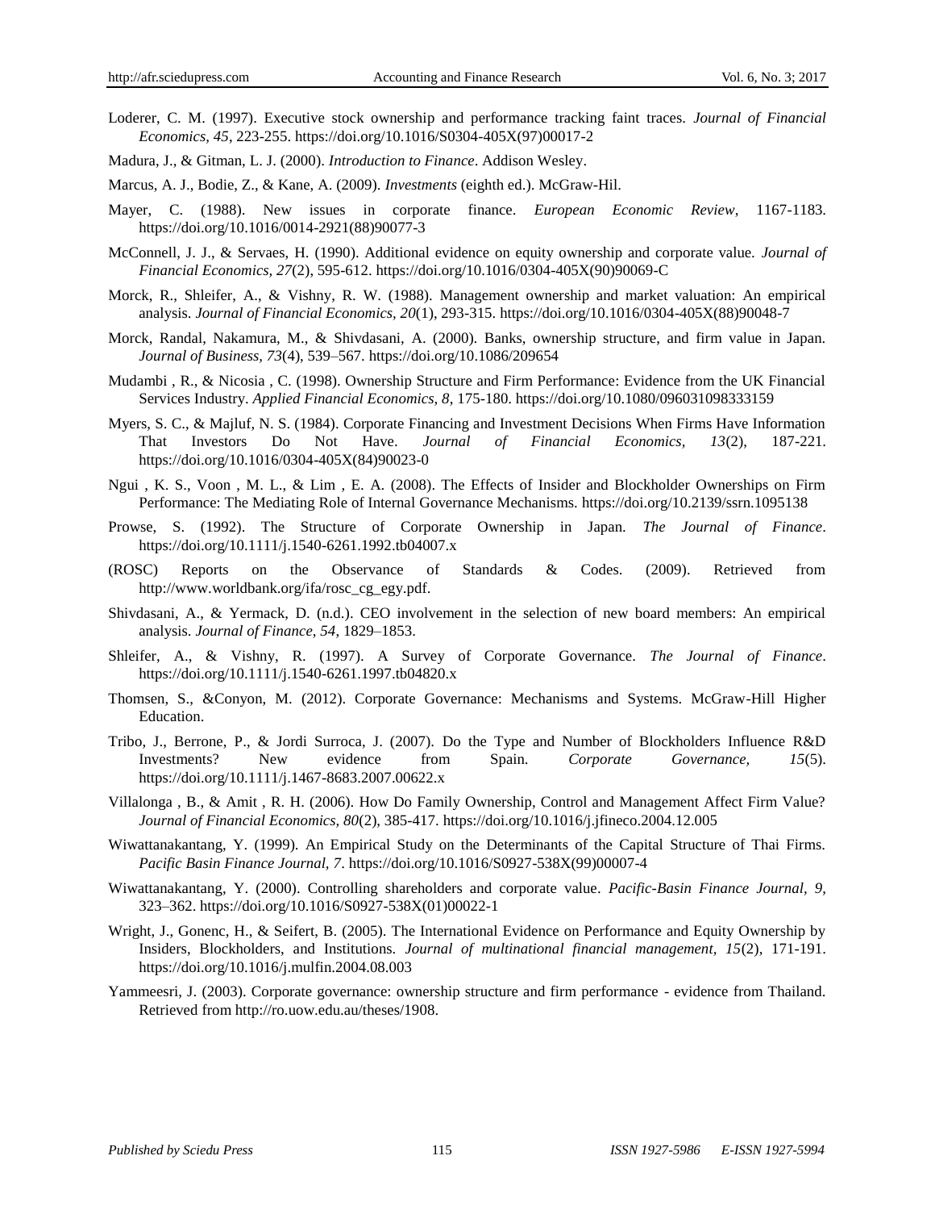Loderer, C. M. (1997). Executive stock ownership and performance tracking faint traces. *Journal of Financial Economics, 45*, 223-255. https://doi.org/10.1016/S0304-405X(97)00017-2

Madura, J., & Gitman, L. J. (2000). *Introduction to Finance*. Addison Wesley.

Marcus, A. J., Bodie, Z., & Kane, A. (2009). *Investments* (eighth ed.). McGraw-Hil.

Mayer, C. (1988). New issues in corporate finance. *European Economic Review*, 1167-1183. https://doi.org/10.1016/0014-2921(88)90077-3

McConnell, J. J., & Servaes, H. (1990). Additional evidence on equity ownership and corporate value. *Journal of Financial Economics, 27*(2), 595-612. https://doi.org/10.1016/0304-405X(90)90069-C

Morck, R., Shleifer, A., & Vishny, R. W. (1988). Management ownership and market valuation: An empirical analysis. *Journal of Financial Economics, 20*(1), 293-315. https://doi.org/10.1016/0304-405X(88)90048-7

Morck, Randal, Nakamura, M., & Shivdasani, A. (2000). Banks, ownership structure, and firm value in Japan. *Journal of Business, 73*(4), 539–567. https://doi.org/10.1086/209654

Mudambi , R., & Nicosia , C. (1998). Ownership Structure and Firm Performance: Evidence from the UK Financial Services Industry. *Applied Financial Economics, 8*, 175-180. https://doi.org/10.1080/096031098333159

Myers, S. C., & Majluf, N. S. (1984). Corporate Financing and Investment Decisions When Firms Have Information That Investors Do Not Have. *Journal of Financial Economics, 13*(2), 187-221. https://doi.org/10.1016/0304-405X(84)90023-0

Ngui , K. S., Voon , M. L., & Lim , E. A. (2008). The Effects of Insider and Blockholder Ownerships on Firm Performance: The Mediating Role of Internal Governance Mechanisms. https://doi.org/10.2139/ssrn.1095138

Prowse, S. (1992). The Structure of Corporate Ownership in Japan. *The Journal of Finance*. https://doi.org/10.1111/j.1540-6261.1992.tb04007.x

(ROSC) Reports on the Observance of Standards & Codes. (2009). Retrieved from http://www.worldbank.org/ifa/rosc_cg_egy.pdf.

Shivdasani, A., & Yermack, D. (n.d.). CEO involvement in the selection of new board members: An empirical analysis. *Journal of Finance, 54*, 1829–1853.

Shleifer, A., & Vishny, R. (1997). A Survey of Corporate Governance. *The Journal of Finance*. https://doi.org/10.1111/j.1540-6261.1997.tb04820.x

Thomsen, S., &Conyon, M. (2012). Corporate Governance: Mechanisms and Systems. McGraw-Hill Higher Education.

Tribo, J., Berrone, P., & Jordi Surroca, J. (2007). Do the Type and Number of Blockholders Influence R&D Investments? New evidence from Spain. *Corporate Governance, 15*(5). https://doi.org/10.1111/j.1467-8683.2007.00622.x

Villalonga , B., & Amit , R. H. (2006). How Do Family Ownership, Control and Management Affect Firm Value? *Journal of Financial Economics, 80*(2), 385-417. https://doi.org/10.1016/j.jfineco.2004.12.005

Wiwattanakantang, Y. (1999). An Empirical Study on the Determinants of the Capital Structure of Thai Firms. *Pacific Basin Finance Journal, 7*. https://doi.org/10.1016/S0927-538X(99)00007-4

Wiwattanakantang, Y. (2000). Controlling shareholders and corporate value. *Pacific-Basin Finance Journal, 9*, 323–362. https://doi.org/10.1016/S0927-538X(01)00022-1

Wright, J., Gonenc, H., & Seifert, B. (2005). The International Evidence on Performance and Equity Ownership by Insiders, Blockholders, and Institutions. *Journal of multinational financial management, 15*(2), 171-191. https://doi.org/10.1016/j.mulfin.2004.08.003

Yammeesri, J. (2003). Corporate governance: ownership structure and firm performance - evidence from Thailand. Retrieved from http://ro.uow.edu.au/theses/1908.